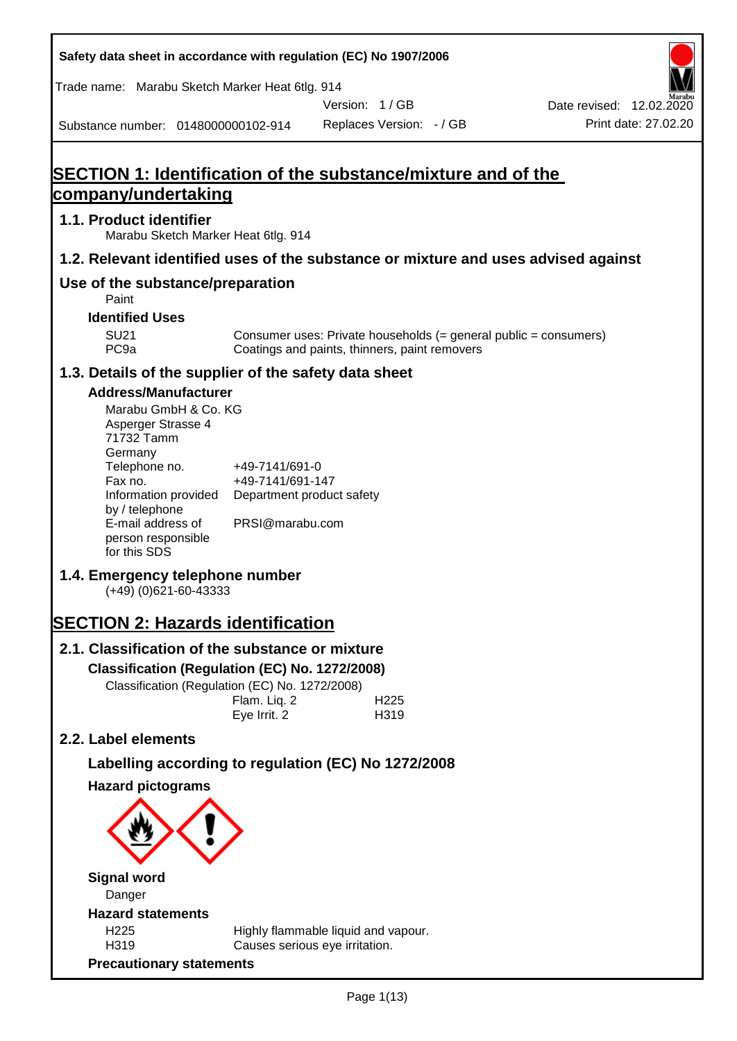Safety data sheet in accordance with regulation (EC) No 1907/2006

Trade name: Marabu Sketch Marker Heat 6tlg. 914

Version: 1 / GB

Date revised: 12.02.2020

Substance number: 0148000000102-914

Replaces Version: - / GB

Print date: 27.02.20

# SECTION 1: Identification of the substance/mixture and of the company/undertaking

## 1.1. Product identifier

Marabu Sketch Marker Heat 6tlg. 914

## 1.2. Relevant identified uses of the substance or mixture and uses advised against

## Use of the substance/preparation

Paint

### Identified Uses

| | |
|---|---|
| SU21 | Consumer uses: Private households (= general public = consumers) |
| PC9a | Coatings and paints, thinners, paint removers |

## 1.3. Details of the supplier of the safety data sheet

### Address/Manufacturer

Marabu GmbH & Co. KG
Asperger Strasse 4
71732 Tamm
Germany

| | |
|---|---|
| Telephone no. | +49-7141/691-0 |
| Fax no. | +49-7141/691-147 |
| Information provided by / telephone | Department product safety |
| E-mail address of person responsible for this SDS | PRSI@marabu.com |

## 1.4. Emergency telephone number

(+49) (0)621-60-43333

# SECTION 2: Hazards identification

## 2.1. Classification of the substance or mixture

### Classification (Regulation (EC) No. 1272/2008)

Classification (Regulation (EC) No. 1272/2008)

| | |
|---|---|
| Flam. Liq. 2 | H225 |
| Eye Irrit. 2 | H319 |

## 2.2. Label elements

### Labelling according to regulation (EC) No 1272/2008

### Hazard pictograms

### Signal word

Danger

### Hazard statements

| | |
|---|---|
| H225 | Highly flammable liquid and vapour. |
| H319 | Causes serious eye irritation. |

### Precautionary statements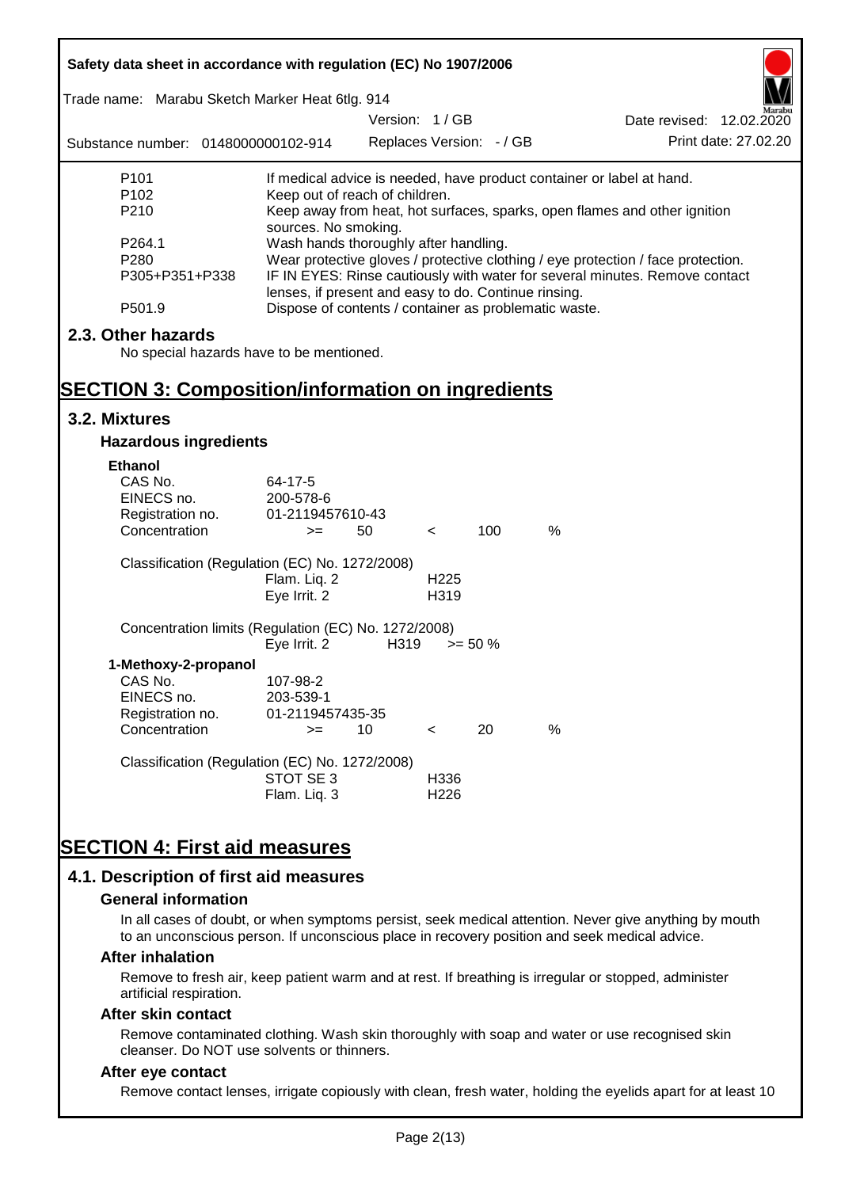| | |
|---|---|
| P101 | If medical advice is needed, have product container or label at hand. |
| P102 | Keep out of reach of children. |
| P210 | Keep away from heat, hot surfaces, sparks, open flames and other ignition sources. No smoking. |
| P264.1 | Wash hands thoroughly after handling. |
| P280 | Wear protective gloves / protective clothing / eye protection / face protection. |
| P305+P351+P338 | IF IN EYES: Rinse cautiously with water for several minutes. Remove contact lenses, if present and easy to do. Continue rinsing. |
| P501.9 | Dispose of contents / container as problematic waste. |

## 2.3. Other hazards

No special hazards have to be mentioned.

# SECTION 3: Composition/information on ingredients

## 3.2. Mixtures

### Hazardous ingredients

**Ethanol**

| | | | | | |
|---|---|---|---|---|---|
| CAS No. | 64-17-5 | | | | |
| EINECS no. | 200-578-6 | | | | |
| Registration no. | 01-2119457610-43 | | | | |
| Concentration | >= | 50 | < | 100 | % |

Classification (Regulation (EC) No. 1272/2008)

| | |
|---|---|
| Flam. Liq. 2 | H225 |
| Eye Irrit. 2 | H319 |

Concentration limits (Regulation (EC) No. 1272/2008)

| | | |
|---|---|---|
| Eye Irrit. 2 | H319 | >= 50 % |

**1-Methoxy-2-propanol**

| | | | | | |
|---|---|---|---|---|---|
| CAS No. | 107-98-2 | | | | |
| EINECS no. | 203-539-1 | | | | |
| Registration no. | 01-2119457435-35 | | | | |
| Concentration | >= | 10 | < | 20 | % |

Classification (Regulation (EC) No. 1272/2008)

| | |
|---|---|
| STOT SE 3 | H336 |
| Flam. Liq. 3 | H226 |

# SECTION 4: First aid measures

## 4.1. Description of first aid measures

### General information

In all cases of doubt, or when symptoms persist, seek medical attention. Never give anything by mouth to an unconscious person. If unconscious place in recovery position and seek medical advice.

### After inhalation

Remove to fresh air, keep patient warm and at rest. If breathing is irregular or stopped, administer artificial respiration.

### After skin contact

Remove contaminated clothing. Wash skin thoroughly with soap and water or use recognised skin cleanser. Do NOT use solvents or thinners.

### After eye contact

Remove contact lenses, irrigate copiously with clean, fresh water, holding the eyelids apart for at least 10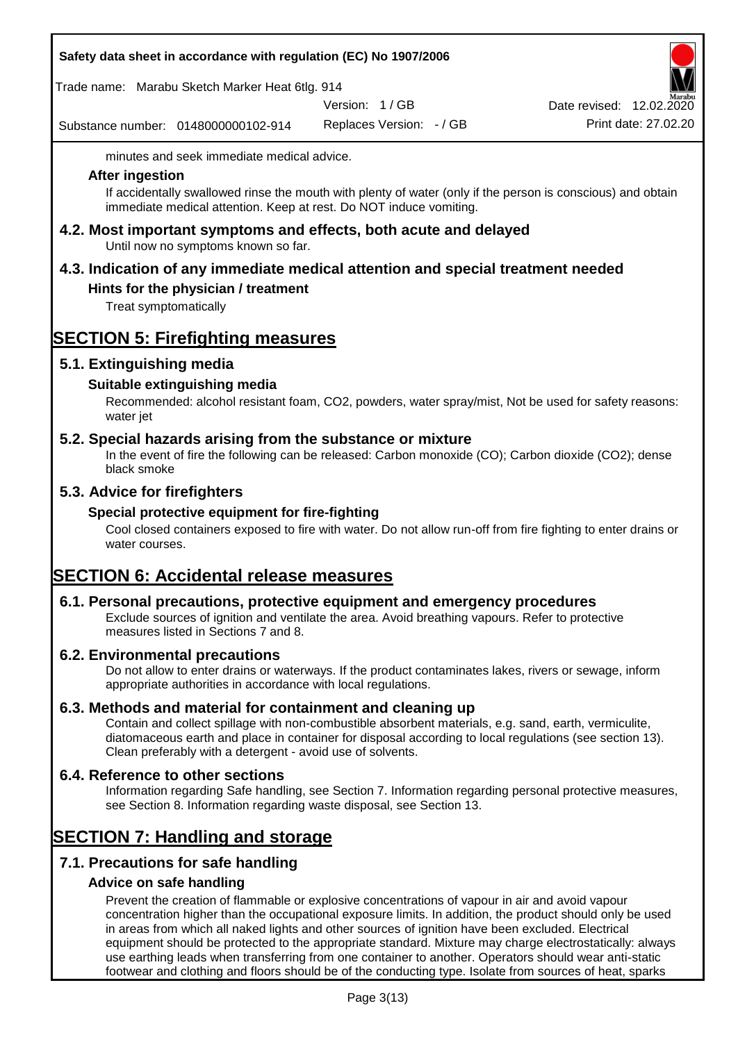minutes and seek immediate medical advice.

### After ingestion

If accidentally swallowed rinse the mouth with plenty of water (only if the person is conscious) and obtain immediate medical attention. Keep at rest. Do NOT induce vomiting.

## 4.2. Most important symptoms and effects, both acute and delayed

Until now no symptoms known so far.

## 4.3. Indication of any immediate medical attention and special treatment needed

### Hints for the physician / treatment

Treat symptomatically

# SECTION 5: Firefighting measures

## 5.1. Extinguishing media

### Suitable extinguishing media

Recommended: alcohol resistant foam, CO2, powders, water spray/mist, Not be used for safety reasons: water jet

## 5.2. Special hazards arising from the substance or mixture

In the event of fire the following can be released: Carbon monoxide (CO); Carbon dioxide (CO2); dense black smoke

## 5.3. Advice for firefighters

### Special protective equipment for fire-fighting

Cool closed containers exposed to fire with water. Do not allow run-off from fire fighting to enter drains or water courses.

# SECTION 6: Accidental release measures

## 6.1. Personal precautions, protective equipment and emergency procedures

Exclude sources of ignition and ventilate the area. Avoid breathing vapours. Refer to protective measures listed in Sections 7 and 8.

## 6.2. Environmental precautions

Do not allow to enter drains or waterways. If the product contaminates lakes, rivers or sewage, inform appropriate authorities in accordance with local regulations.

## 6.3. Methods and material for containment and cleaning up

Contain and collect spillage with non-combustible absorbent materials, e.g. sand, earth, vermiculite, diatomaceous earth and place in container for disposal according to local regulations (see section 13). Clean preferably with a detergent - avoid use of solvents.

## 6.4. Reference to other sections

Information regarding Safe handling, see Section 7. Information regarding personal protective measures, see Section 8. Information regarding waste disposal, see Section 13.

# SECTION 7: Handling and storage

## 7.1. Precautions for safe handling

### Advice on safe handling

Prevent the creation of flammable or explosive concentrations of vapour in air and avoid vapour concentration higher than the occupational exposure limits. In addition, the product should only be used in areas from which all naked lights and other sources of ignition have been excluded. Electrical equipment should be protected to the appropriate standard. Mixture may charge electrostatically: always use earthing leads when transferring from one container to another. Operators should wear anti-static footwear and clothing and floors should be of the conducting type. Isolate from sources of heat, sparks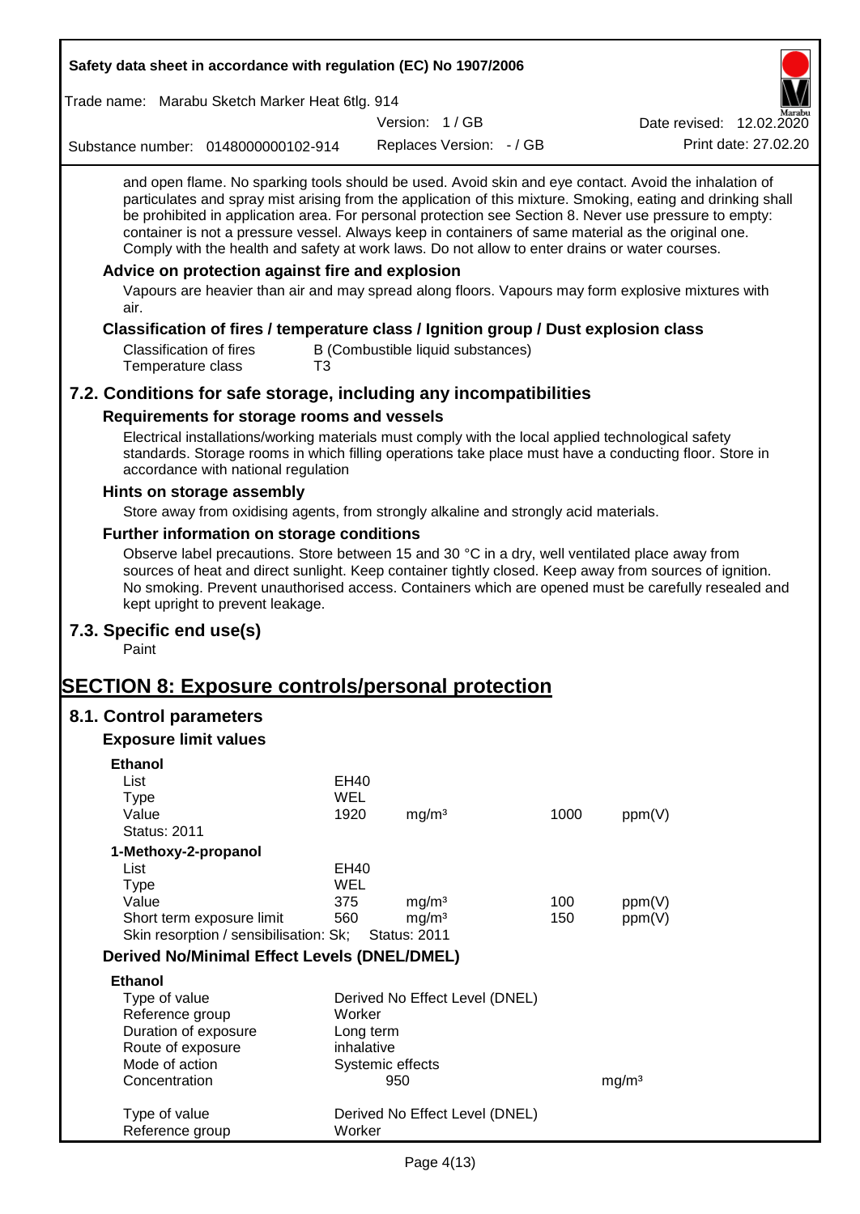and open flame. No sparking tools should be used. Avoid skin and eye contact. Avoid the inhalation of particulates and spray mist arising from the application of this mixture. Smoking, eating and drinking shall be prohibited in application area. For personal protection see Section 8. Never use pressure to empty: container is not a pressure vessel. Always keep in containers of same material as the original one. Comply with the health and safety at work laws. Do not allow to enter drains or water courses.

### Advice on protection against fire and explosion

Vapours are heavier than air and may spread along floors. Vapours may form explosive mixtures with air.

### Classification of fires / temperature class / Ignition group / Dust explosion class

| | |
|---|---|
| Classification of fires | B (Combustible liquid substances) |
| Temperature class | T3 |

## 7.2. Conditions for safe storage, including any incompatibilities

### Requirements for storage rooms and vessels

Electrical installations/working materials must comply with the local applied technological safety standards. Storage rooms in which filling operations take place must have a conducting floor. Store in accordance with national regulation

### Hints on storage assembly

Store away from oxidising agents, from strongly alkaline and strongly acid materials.

### Further information on storage conditions

Observe label precautions. Store between 15 and 30 °C in a dry, well ventilated place away from sources of heat and direct sunlight. Keep container tightly closed. Keep away from sources of ignition. No smoking. Prevent unauthorised access. Containers which are opened must be carefully resealed and kept upright to prevent leakage.

## 7.3. Specific end use(s)

Paint

# SECTION 8: Exposure controls/personal protection

## 8.1. Control parameters

### Exposure limit values

**Ethanol**

| | | | | |
|---|---|---|---|---|
| List | EH40 | | | |
| Type | WEL | | | |
| Value | 1920 | mg/m³ | 1000 | ppm(V) |
| Status: 2011 | | | | |

**1-Methoxy-2-propanol**

| | | | | |
|---|---|---|---|---|
| List | EH40 | | | |
| Type | WEL | | | |
| Value | 375 | mg/m³ | 100 | ppm(V) |
| Short term exposure limit | 560 | mg/m³ | 150 | ppm(V) |
| Skin resorption / sensibilisation: Sk; | Status: 2011 | | | |

### Derived No/Minimal Effect Levels (DNEL/DMEL)

**Ethanol**

| | | |
|---|---|---|
| Type of value | Derived No Effect Level (DNEL) | |
| Reference group | Worker | |
| Duration of exposure | Long term | |
| Route of exposure | inhalative | |
| Mode of action | Systemic effects | |
| Concentration | 950 | mg/m³ |

| | |
|---|---|
| Type of value | Derived No Effect Level (DNEL) |
| Reference group | Worker |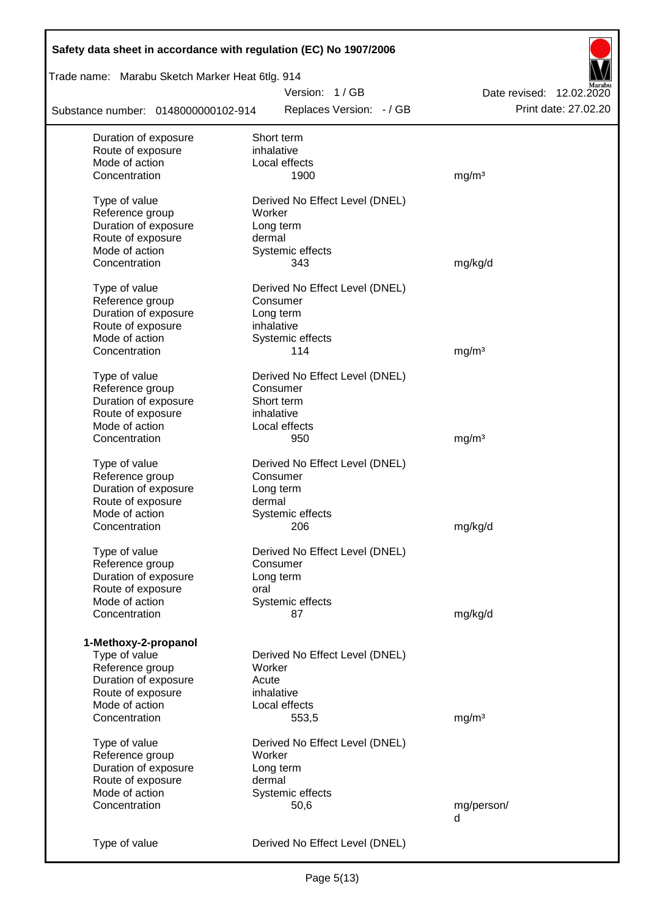| | | |
|---|---|---|
| Duration of exposure | Short term | |
| Route of exposure | inhalative | |
| Mode of action | Local effects | |
| Concentration | 1900 | mg/m³ |
| | | |
| Type of value | Derived No Effect Level (DNEL) | |
| Reference group | Worker | |
| Duration of exposure | Long term | |
| Route of exposure | dermal | |
| Mode of action | Systemic effects | |
| Concentration | 343 | mg/kg/d |
| | | |
| Type of value | Derived No Effect Level (DNEL) | |
| Reference group | Consumer | |
| Duration of exposure | Long term | |
| Route of exposure | inhalative | |
| Mode of action | Systemic effects | |
| Concentration | 114 | mg/m³ |
| | | |
| Type of value | Derived No Effect Level (DNEL) | |
| Reference group | Consumer | |
| Duration of exposure | Short term | |
| Route of exposure | inhalative | |
| Mode of action | Local effects | |
| Concentration | 950 | mg/m³ |
| | | |
| Type of value | Derived No Effect Level (DNEL) | |
| Reference group | Consumer | |
| Duration of exposure | Long term | |
| Route of exposure | dermal | |
| Mode of action | Systemic effects | |
| Concentration | 206 | mg/kg/d |
| | | |
| Type of value | Derived No Effect Level (DNEL) | |
| Reference group | Consumer | |
| Duration of exposure | Long term | |
| Route of exposure | oral | |
| Mode of action | Systemic effects | |
| Concentration | 87 | mg/kg/d |

**1-Methoxy-2-propanol**

| | | |
|---|---|---|
| Type of value | Derived No Effect Level (DNEL) | |
| Reference group | Worker | |
| Duration of exposure | Acute | |
| Route of exposure | inhalative | |
| Mode of action | Local effects | |
| Concentration | 553,5 | mg/m³ |
| | | |
| Type of value | Derived No Effect Level (DNEL) | |
| Reference group | Worker | |
| Duration of exposure | Long term | |
| Route of exposure | dermal | |
| Mode of action | Systemic effects | |
| Concentration | 50,6 | mg/person/d |
| | | |
| Type of value | Derived No Effect Level (DNEL) | |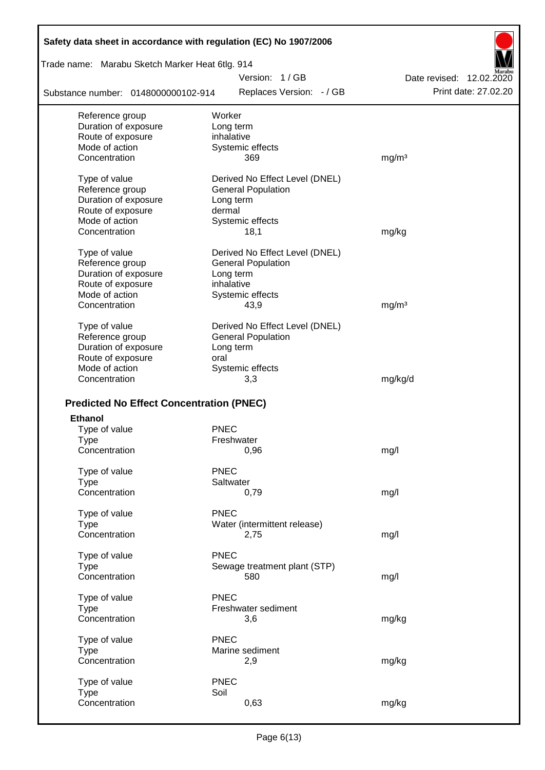| | | |
|---|---|---|
| Reference group | Worker | |
| Duration of exposure | Long term | |
| Route of exposure | inhalative | |
| Mode of action | Systemic effects | |
| Concentration | 369 | mg/m³ |
| | | |
| Type of value | Derived No Effect Level (DNEL) | |
| Reference group | General Population | |
| Duration of exposure | Long term | |
| Route of exposure | dermal | |
| Mode of action | Systemic effects | |
| Concentration | 18,1 | mg/kg |
| | | |
| Type of value | Derived No Effect Level (DNEL) | |
| Reference group | General Population | |
| Duration of exposure | Long term | |
| Route of exposure | inhalative | |
| Mode of action | Systemic effects | |
| Concentration | 43,9 | mg/m³ |
| | | |
| Type of value | Derived No Effect Level (DNEL) | |
| Reference group | General Population | |
| Duration of exposure | Long term | |
| Route of exposure | oral | |
| Mode of action | Systemic effects | |
| Concentration | 3,3 | mg/kg/d |

## Predicted No Effect Concentration (PNEC)

**Ethanol**

| | | |
|---|---|---|
| Type of value | PNEC | |
| Type | Freshwater | |
| Concentration | 0,96 | mg/l |
| | | |
| Type of value | PNEC | |
| Type | Saltwater | |
| Concentration | 0,79 | mg/l |
| | | |
| Type of value | PNEC | |
| Type | Water (intermittent release) | |
| Concentration | 2,75 | mg/l |
| | | |
| Type of value | PNEC | |
| Type | Sewage treatment plant (STP) | |
| Concentration | 580 | mg/l |
| | | |
| Type of value | PNEC | |
| Type | Freshwater sediment | |
| Concentration | 3,6 | mg/kg |
| | | |
| Type of value | PNEC | |
| Type | Marine sediment | |
| Concentration | 2,9 | mg/kg |
| | | |
| Type of value | PNEC | |
| Type | Soil | |
| Concentration | 0,63 | mg/kg |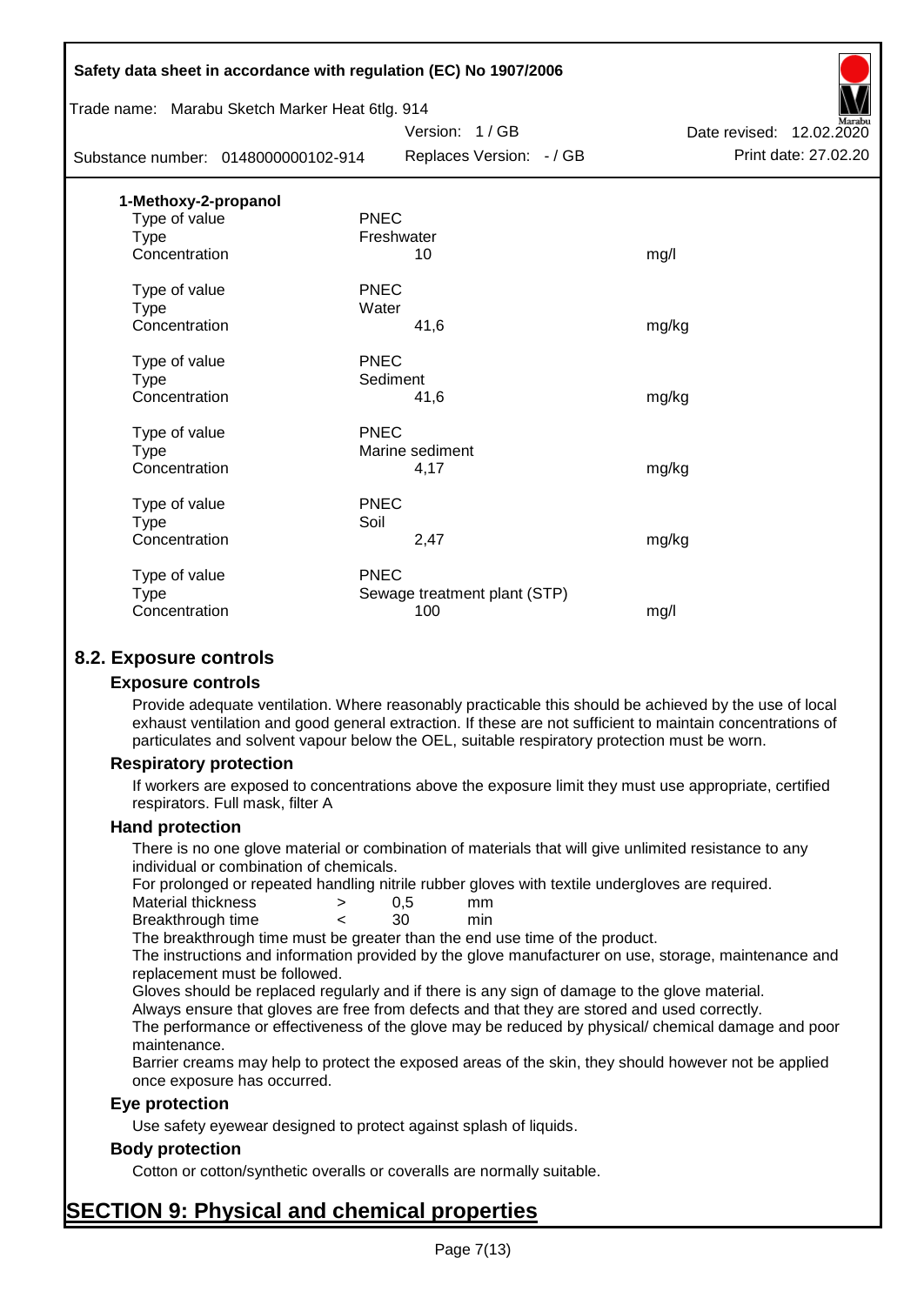**1-Methoxy-2-propanol**

| | | |
|---|---|---|
| Type of value | PNEC | |
| Type | Freshwater | |
| Concentration | 10 | mg/l |
| | | |
| Type of value | PNEC | |
| Type | Water | |
| Concentration | 41,6 | mg/kg |
| | | |
| Type of value | PNEC | |
| Type | Sediment | |
| Concentration | 41,6 | mg/kg |
| | | |
| Type of value | PNEC | |
| Type | Marine sediment | |
| Concentration | 4,17 | mg/kg |
| | | |
| Type of value | PNEC | |
| Type | Soil | |
| Concentration | 2,47 | mg/kg |
| | | |
| Type of value | PNEC | |
| Type | Sewage treatment plant (STP) | |
| Concentration | 100 | mg/l |

## 8.2. Exposure controls

### Exposure controls

Provide adequate ventilation. Where reasonably practicable this should be achieved by the use of local exhaust ventilation and good general extraction. If these are not sufficient to maintain concentrations of particulates and solvent vapour below the OEL, suitable respiratory protection must be worn.

### Respiratory protection

If workers are exposed to concentrations above the exposure limit they must use appropriate, certified respirators. Full mask, filter A

### Hand protection

There is no one glove material or combination of materials that will give unlimited resistance to any individual or combination of chemicals.

For prolonged or repeated handling nitrile rubber gloves with textile undergloves are required.

| | | | |
|---|---|---|---|
| Material thickness | > | 0,5 | mm |
| Breakthrough time | < | 30 | min |

The breakthrough time must be greater than the end use time of the product.

The instructions and information provided by the glove manufacturer on use, storage, maintenance and replacement must be followed.

Gloves should be replaced regularly and if there is any sign of damage to the glove material.

Always ensure that gloves are free from defects and that they are stored and used correctly.

The performance or effectiveness of the glove may be reduced by physical/ chemical damage and poor maintenance.

Barrier creams may help to protect the exposed areas of the skin, they should however not be applied once exposure has occurred.

### Eye protection

Use safety eyewear designed to protect against splash of liquids.

### Body protection

Cotton or cotton/synthetic overalls or coveralls are normally suitable.

# SECTION 9: Physical and chemical properties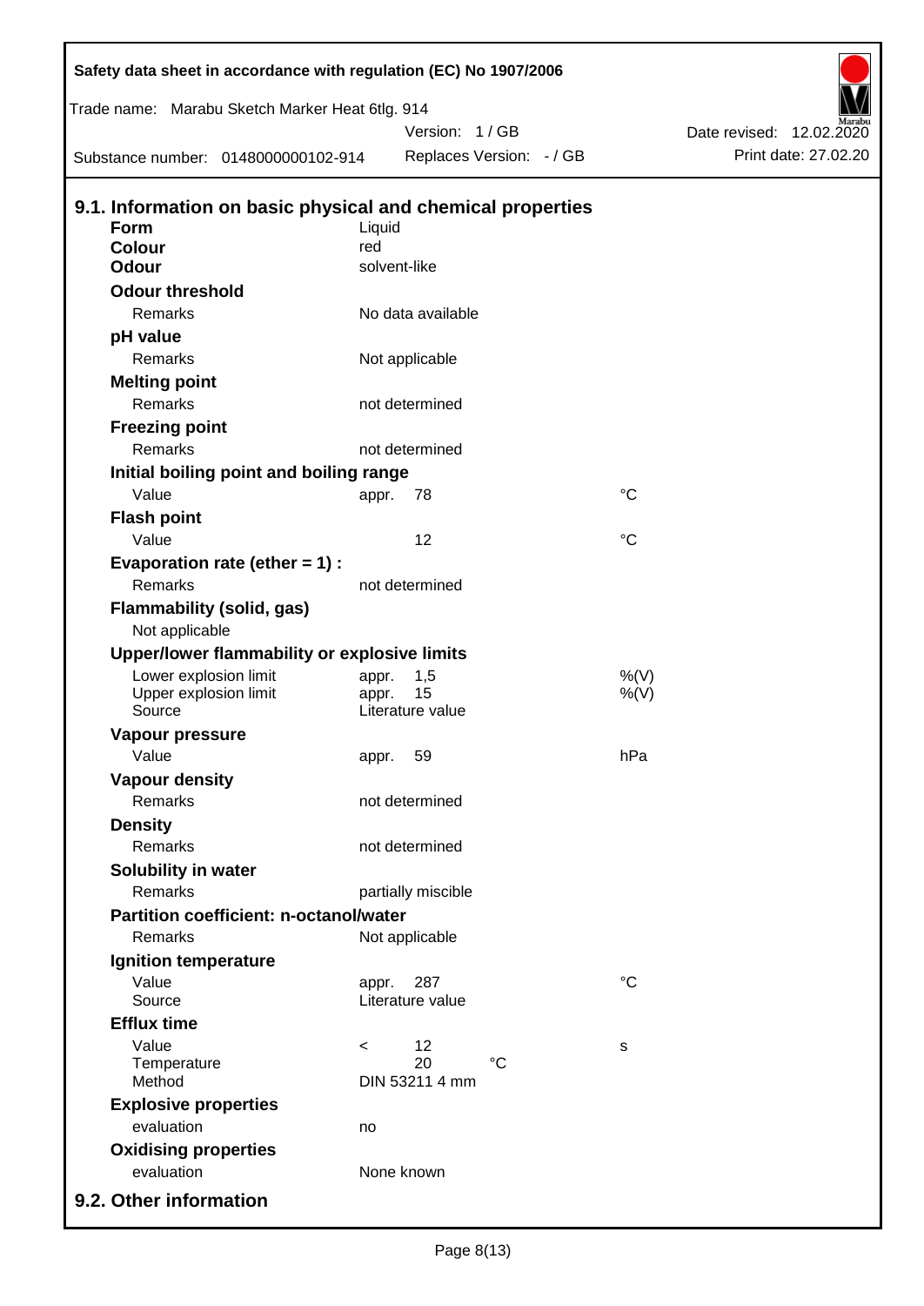Safety data sheet in accordance with regulation (EC) No 1907/2006

Trade name: Marabu Sketch Marker Heat 6tlg. 914

Version: 1 / GB

Date revised: 12.02.2020

Substance number: 0148000000102-914

Replaces Version: - / GB

Print date: 27.02.20

## 9.1. Information on basic physical and chemical properties

| | | | |
|---|---|---|---|
| **Form** | Liquid | | |
| **Colour** | red | | |
| **Odour** | solvent-like | | |
| **Odour threshold** | | | |
| Remarks | No data available | | |
| **pH value** | | | |
| Remarks | Not applicable | | |
| **Melting point** | | | |
| Remarks | not determined | | |
| **Freezing point** | | | |
| Remarks | not determined | | |
| **Initial boiling point and boiling range** | | | |
| Value | appr. | 78 | °C |
| **Flash point** | | | |
| Value | | 12 | °C |
| **Evaporation rate (ether = 1) :** | | | |
| Remarks | not determined | | |
| **Flammability (solid, gas)** | | | |
| Not applicable | | | |
| **Upper/lower flammability or explosive limits** | | | |
| Lower explosion limit | appr. | 1,5 | %(V) |
| Upper explosion limit | appr. | 15 | %(V) |
| Source | Literature value | | |
| **Vapour pressure** | | | |
| Value | appr. | 59 | hPa |
| **Vapour density** | | | |
| Remarks | not determined | | |
| **Density** | | | |
| Remarks | not determined | | |
| **Solubility in water** | | | |
| Remarks | partially miscible | | |
| **Partition coefficient: n-octanol/water** | | | |
| Remarks | Not applicable | | |
| **Ignition temperature** | | | |
| Value | appr. | 287 | °C |
| Source | Literature value | | |
| **Efflux time** | | | |
| Value | < | 12 | s |
| Temperature | | 20 °C | |
| Method | DIN 53211 4 mm | | |
| **Explosive properties** | | | |
| evaluation | no | | |
| **Oxidising properties** | | | |
| evaluation | None known | | |

## 9.2. Other information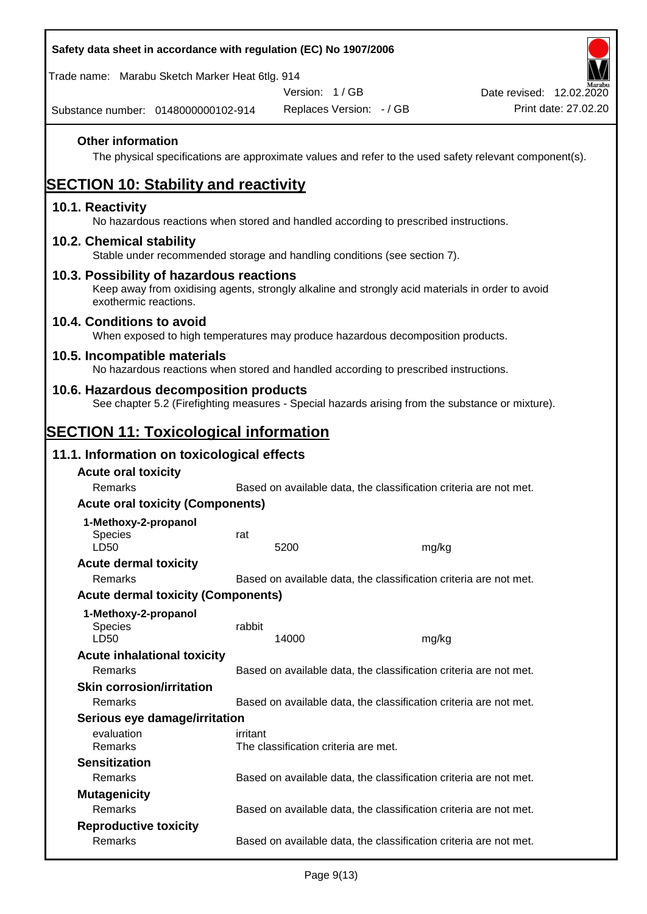### Other information

The physical specifications are approximate values and refer to the used safety relevant component(s).

# SECTION 10: Stability and reactivity

## 10.1. Reactivity

No hazardous reactions when stored and handled according to prescribed instructions.

## 10.2. Chemical stability

Stable under recommended storage and handling conditions (see section 7).

## 10.3. Possibility of hazardous reactions

Keep away from oxidising agents, strongly alkaline and strongly acid materials in order to avoid exothermic reactions.

## 10.4. Conditions to avoid

When exposed to high temperatures may produce hazardous decomposition products.

## 10.5. Incompatible materials

No hazardous reactions when stored and handled according to prescribed instructions.

## 10.6. Hazardous decomposition products

See chapter 5.2 (Firefighting measures - Special hazards arising from the substance or mixture).

# SECTION 11: Toxicological information

## 11.1. Information on toxicological effects

### Acute oral toxicity

| | | |
|---|---|---|
| Remarks | Based on available data, the classification criteria are not met. | |

### Acute oral toxicity (Components)

**1-Methoxy-2-propanol**

| | | |
|---|---|---|
| Species | rat | |
| LD50 | 5200 | mg/kg |

### Acute dermal toxicity

| | |
|---|---|
| Remarks | Based on available data, the classification criteria are not met. |

### Acute dermal toxicity (Components)

**1-Methoxy-2-propanol**

| | | |
|---|---|---|
| Species | rabbit | |
| LD50 | 14000 | mg/kg |

### Acute inhalational toxicity

| | |
|---|---|
| Remarks | Based on available data, the classification criteria are not met. |

### Skin corrosion/irritation

| | |
|---|---|
| Remarks | Based on available data, the classification criteria are not met. |

### Serious eye damage/irritation

| | |
|---|---|
| evaluation | irritant |
| Remarks | The classification criteria are met. |

### Sensitization

| | |
|---|---|
| Remarks | Based on available data, the classification criteria are not met. |

### Mutagenicity

| | |
|---|---|
| Remarks | Based on available data, the classification criteria are not met. |

### Reproductive toxicity

| | |
|---|---|
| Remarks | Based on available data, the classification criteria are not met. |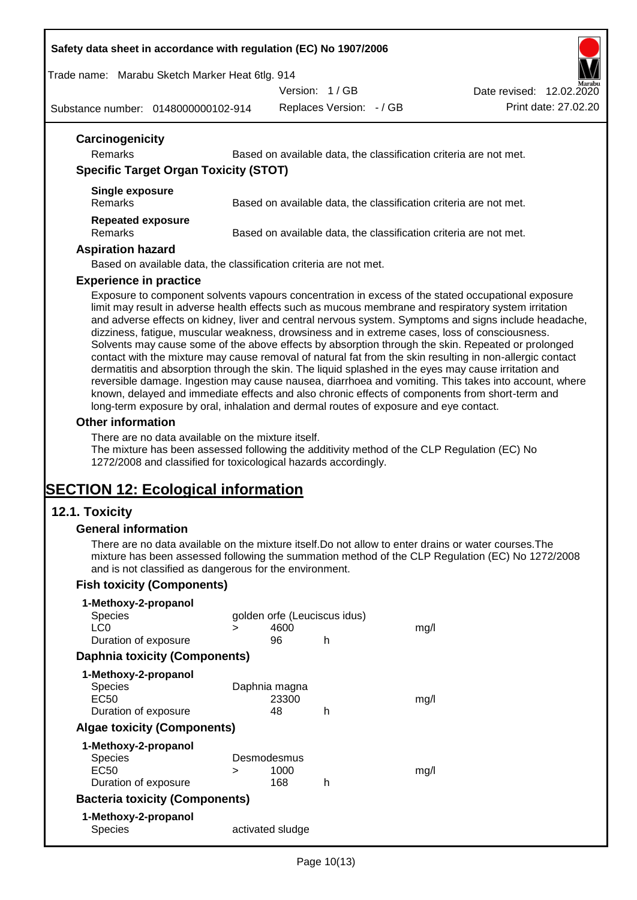### Carcinogenicity

| | |
|---|---|
| Remarks | Based on available data, the classification criteria are not met. |

### Specific Target Organ Toxicity (STOT)

**Single exposure**

| | |
|---|---|
| Remarks | Based on available data, the classification criteria are not met. |

**Repeated exposure**

| | |
|---|---|
| Remarks | Based on available data, the classification criteria are not met. |

### Aspiration hazard

Based on available data, the classification criteria are not met.

### Experience in practice

Exposure to component solvents vapours concentration in excess of the stated occupational exposure limit may result in adverse health effects such as mucous membrane and respiratory system irritation and adverse effects on kidney, liver and central nervous system. Symptoms and signs include headache, dizziness, fatigue, muscular weakness, drowsiness and in extreme cases, loss of consciousness. Solvents may cause some of the above effects by absorption through the skin. Repeated or prolonged contact with the mixture may cause removal of natural fat from the skin resulting in non-allergic contact dermatitis and absorption through the skin. The liquid splashed in the eyes may cause irritation and reversible damage. Ingestion may cause nausea, diarrhoea and vomiting. This takes into account, where known, delayed and immediate effects and also chronic effects of components from short-term and long-term exposure by oral, inhalation and dermal routes of exposure and eye contact.

### Other information

There are no data available on the mixture itself.
The mixture has been assessed following the additivity method of the CLP Regulation (EC) No 1272/2008 and classified for toxicological hazards accordingly.

# SECTION 12: Ecological information

## 12.1. Toxicity

### General information

There are no data available on the mixture itself.Do not allow to enter drains or water courses.The mixture has been assessed following the summation method of the CLP Regulation (EC) No 1272/2008 and is not classified as dangerous for the environment.

### Fish toxicity (Components)

**1-Methoxy-2-propanol**

| | | | | |
|---|---|---|---|---|
| Species | golden orfe (Leuciscus idus) | | | |
| LC0 | > | 4600 | | mg/l |
| Duration of exposure | | 96 | h | |

### Daphnia toxicity (Components)

**1-Methoxy-2-propanol**

| | | | | |
|---|---|---|---|---|
| Species | Daphnia magna | | | |
| EC50 | | 23300 | | mg/l |
| Duration of exposure | | 48 | h | |

### Algae toxicity (Components)

**1-Methoxy-2-propanol**

| | | | | |
|---|---|---|---|---|
| Species | Desmodesmus | | | |
| EC50 | > | 1000 | | mg/l |
| Duration of exposure | | 168 | h | |

### Bacteria toxicity (Components)

**1-Methoxy-2-propanol**

| | |
|---|---|
| Species | activated sludge |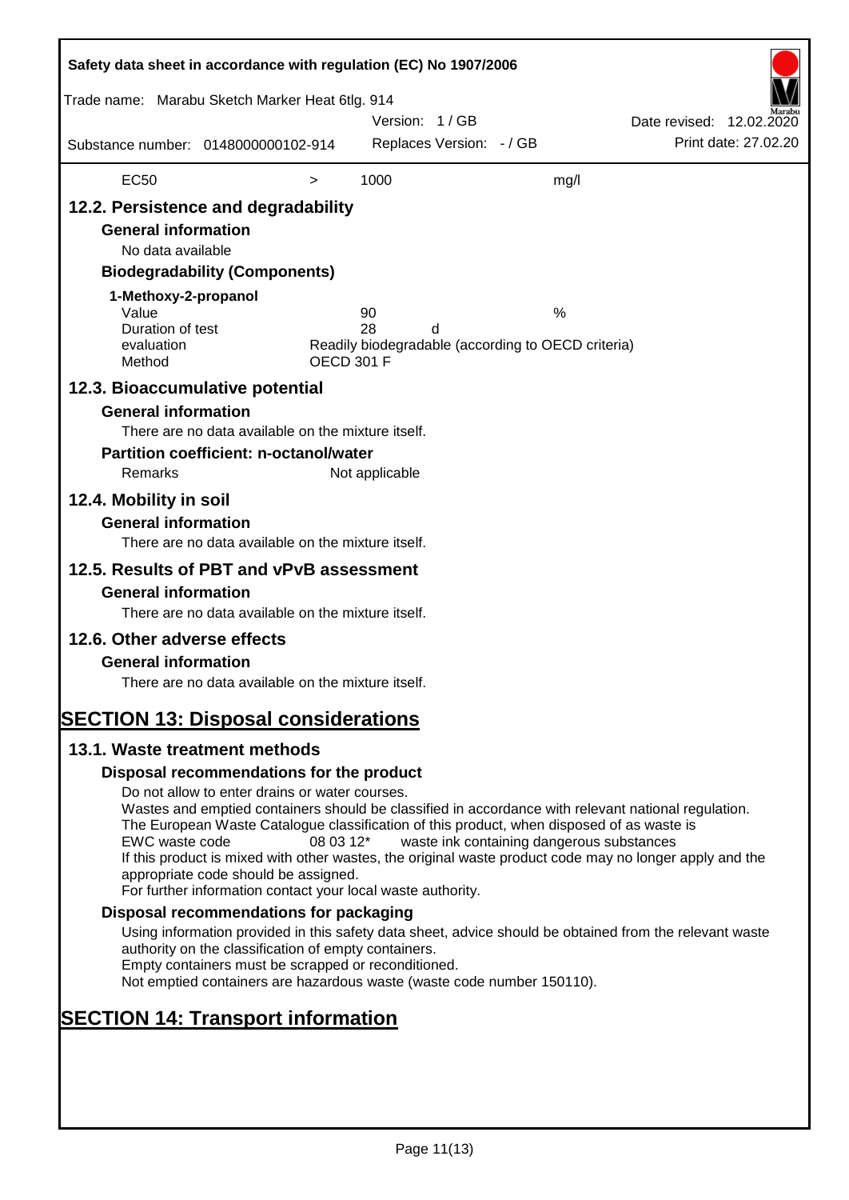| EC50 | > | 1000 | mg/l |
|---|---|---|---|

## 12.2. Persistence and degradability

### General information

No data available

### Biodegradability (Components)

**1-Methoxy-2-propanol**

| | | |
|---|---|---|
| Value | 90 | % |
| Duration of test | 28 | d |
| evaluation | Readily biodegradable (according to OECD criteria) | |
| Method | OECD 301 F | |

## 12.3. Bioaccumulative potential

### General information

There are no data available on the mixture itself.

### Partition coefficient: n-octanol/water

Remarks                Not applicable

## 12.4. Mobility in soil

### General information

There are no data available on the mixture itself.

## 12.5. Results of PBT and vPvB assessment

### General information

There are no data available on the mixture itself.

## 12.6. Other adverse effects

### General information

There are no data available on the mixture itself.

# SECTION 13: Disposal considerations

## 13.1. Waste treatment methods

### Disposal recommendations for the product

Do not allow to enter drains or water courses.
Wastes and emptied containers should be classified in accordance with relevant national regulation.
The European Waste Catalogue classification of this product, when disposed of as waste is
EWC waste code        08 03 12*        waste ink containing dangerous substances
If this product is mixed with other wastes, the original waste product code may no longer apply and the appropriate code should be assigned.
For further information contact your local waste authority.

### Disposal recommendations for packaging

Using information provided in this safety data sheet, advice should be obtained from the relevant waste authority on the classification of empty containers.
Empty containers must be scrapped or reconditioned.
Not emptied containers are hazardous waste (waste code number 150110).

# SECTION 14: Transport information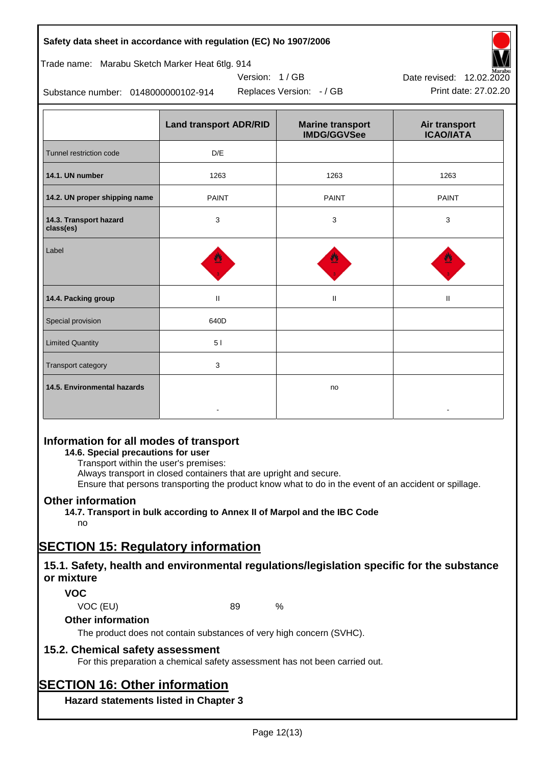|  | Land transport ADR/RID | Marine transport IMDG/GGVSee | Air transport ICAO/IATA |
|---|---|---|---|
| Tunnel restriction code | D/E |  |  |
| **14.1. UN number** | 1263 | 1263 | 1263 |
| **14.2. UN proper shipping name** | PAINT | PAINT | PAINT |
| **14.3. Transport hazard class(es)** | 3 | 3 | 3 |
| Label |  |  |  |
| **14.4. Packing group** | II | II | II |
| Special provision | 640D |  |  |
| Limited Quantity | 5 l |  |  |
| Transport category | 3 |  |  |
| **14.5. Environmental hazards** | - | no | - |

## Information for all modes of transport

**14.6. Special precautions for user**

Transport within the user's premises:
Always transport in closed containers that are upright and secure.
Ensure that persons transporting the product know what to do in the event of an accident or spillage.

## Other information

**14.7. Transport in bulk according to Annex II of Marpol and the IBC Code**

no

# SECTION 15: Regulatory information

## 15.1. Safety, health and environmental regulations/legislation specific for the substance or mixture

### VOC

VOC (EU) 89 %

### Other information

The product does not contain substances of very high concern (SVHC).

## 15.2. Chemical safety assessment

For this preparation a chemical safety assessment has not been carried out.

# SECTION 16: Other information

### Hazard statements listed in Chapter 3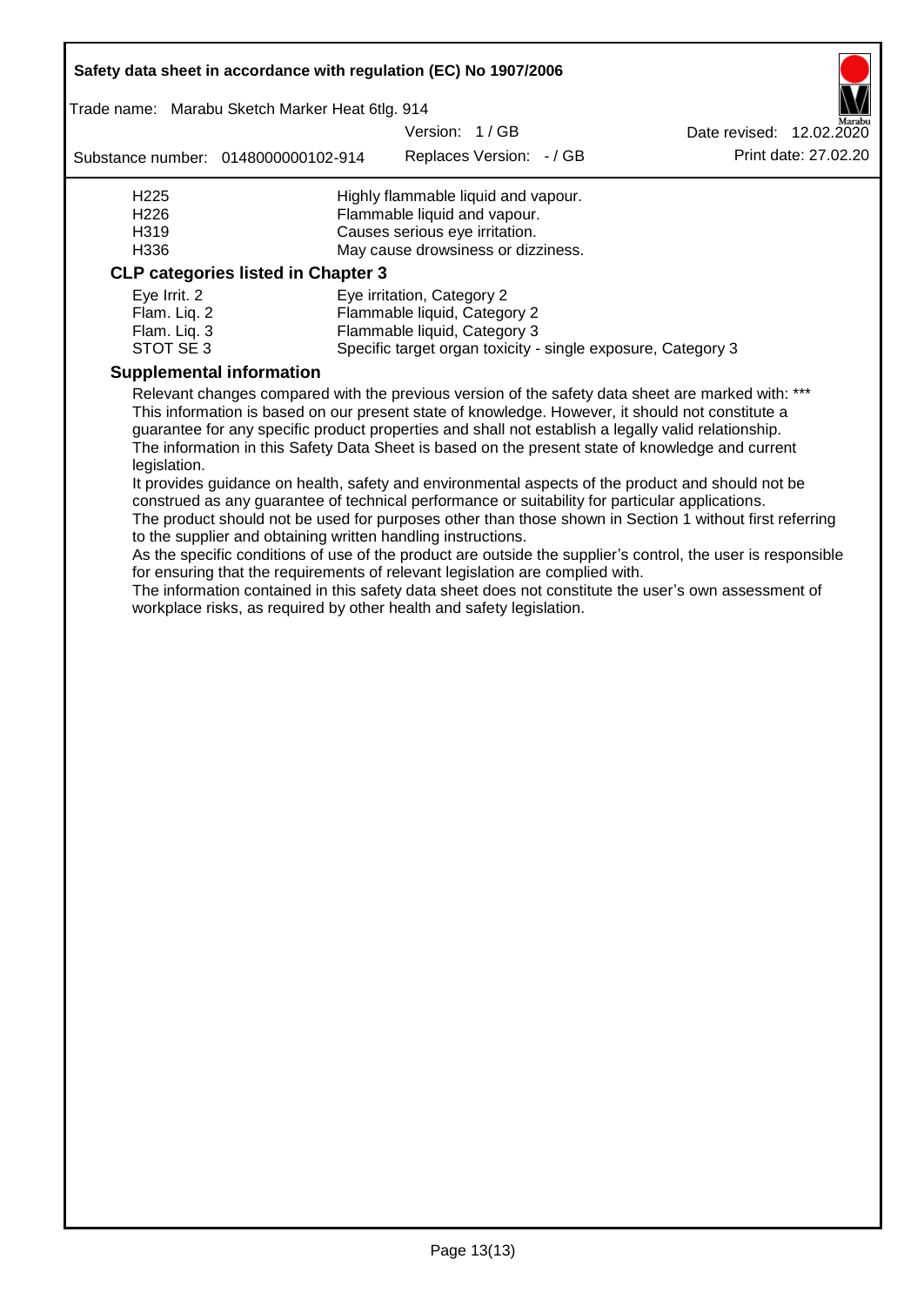| | |
|---|---|
| H225 | Highly flammable liquid and vapour. |
| H226 | Flammable liquid and vapour. |
| H319 | Causes serious eye irritation. |
| H336 | May cause drowsiness or dizziness. |

### CLP categories listed in Chapter 3

| | |
|---|---|
| Eye Irrit. 2 | Eye irritation, Category 2 |
| Flam. Liq. 2 | Flammable liquid, Category 2 |
| Flam. Liq. 3 | Flammable liquid, Category 3 |
| STOT SE 3 | Specific target organ toxicity - single exposure, Category 3 |

### Supplemental information

Relevant changes compared with the previous version of the safety data sheet are marked with: ***
This information is based on our present state of knowledge. However, it should not constitute a guarantee for any specific product properties and shall not establish a legally valid relationship.
The information in this Safety Data Sheet is based on the present state of knowledge and current legislation.
It provides guidance on health, safety and environmental aspects of the product and should not be construed as any guarantee of technical performance or suitability for particular applications.
The product should not be used for purposes other than those shown in Section 1 without first referring to the supplier and obtaining written handling instructions.
As the specific conditions of use of the product are outside the supplier's control, the user is responsible for ensuring that the requirements of relevant legislation are complied with.
The information contained in this safety data sheet does not constitute the user's own assessment of workplace risks, as required by other health and safety legislation.